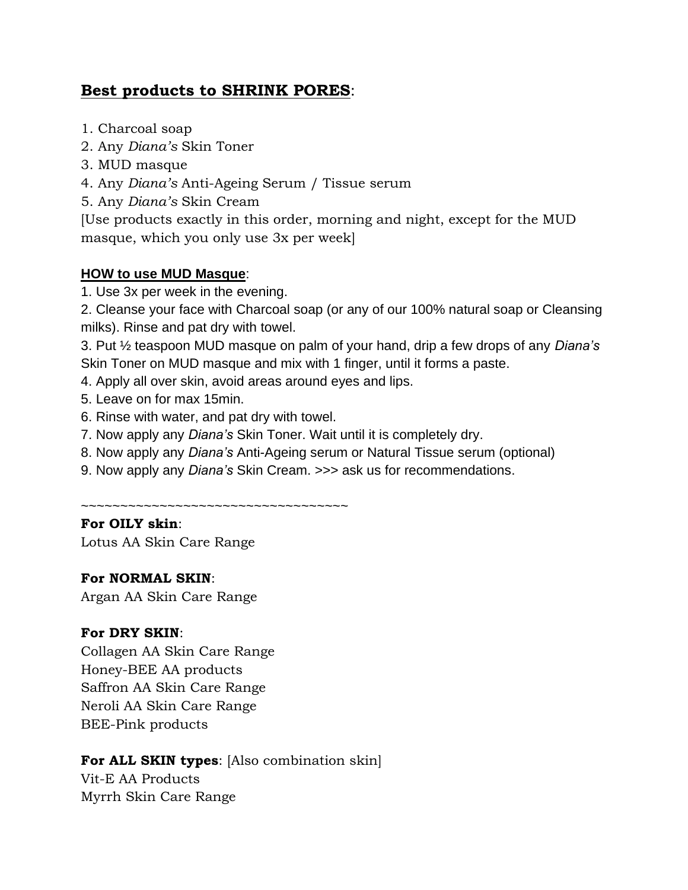## **Best products to SHRINK PORES**:

1. Charcoal soap
2. Any *Diana's* Skin Toner
3. MUD masque
4. Any *Diana's* Anti-Ageing Serum / Tissue serum
5. Any *Diana's* Skin Cream

[Use products exactly in this order, morning and night, except for the MUD masque, which you only use 3x per week]

### **HOW to use MUD Masque**:

1. Use 3x per week in the evening.
2. Cleanse your face with Charcoal soap (or any of our 100% natural soap or Cleansing milks). Rinse and pat dry with towel.
3. Put ½ teaspoon MUD masque on palm of your hand, drip a few drops of any *Diana's* Skin Toner on MUD masque and mix with 1 finger, until it forms a paste.
4. Apply all over skin, avoid areas around eyes and lips.
5. Leave on for max 15min.
6. Rinse with water, and pat dry with towel.
7. Now apply any *Diana's* Skin Toner. Wait until it is completely dry.
8. Now apply any *Diana's* Anti-Ageing serum or Natural Tissue serum (optional)
9. Now apply any *Diana's* Skin Cream. >>> ask us for recommendations.

~~~~~~~~~~~~~~~~~~~~~~~~~~~~~~~~~~~

**For OILY skin**:
Lotus AA Skin Care Range

**For NORMAL SKIN**:
Argan AA Skin Care Range

**For DRY SKIN**:
Collagen AA Skin Care Range
Honey-BEE AA products
Saffron AA Skin Care Range
Neroli AA Skin Care Range
BEE-Pink products

**For ALL SKIN types**: [Also combination skin]
Vit-E AA Products
Myrrh Skin Care Range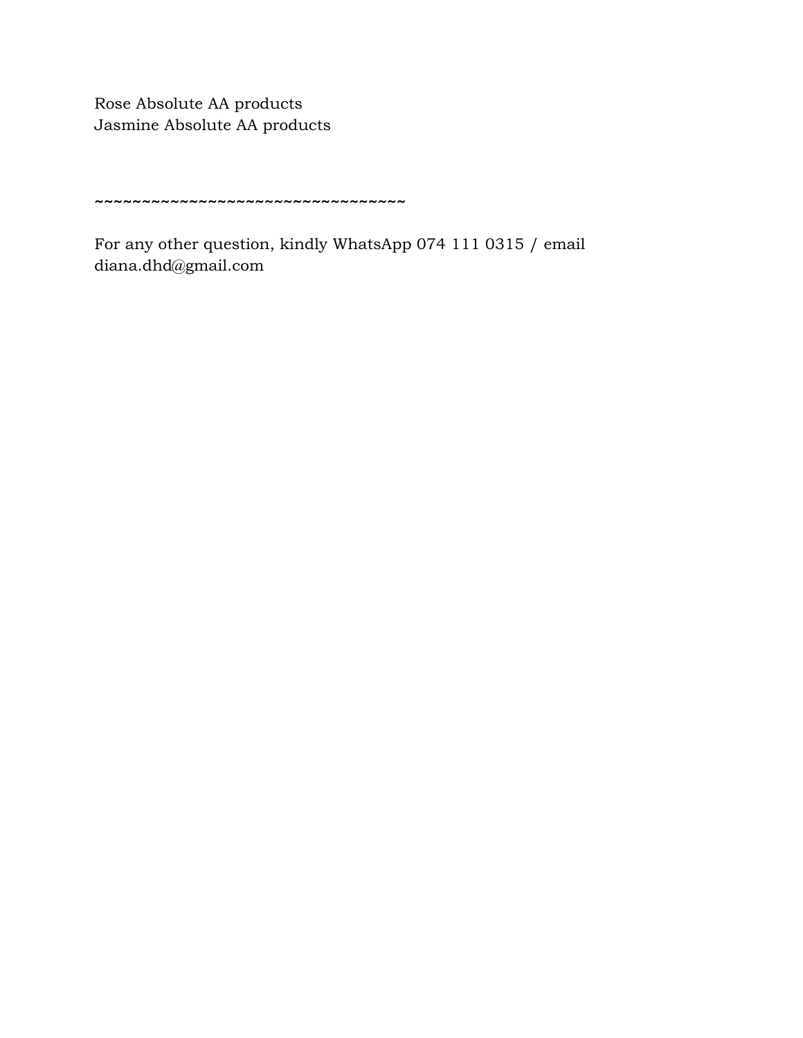Rose Absolute AA products
Jasmine Absolute AA products

~~~~~~~~~~~~~~~~~~~~~~~~~~~~~~~~~~

For any other question, kindly WhatsApp 074 111 0315 / email diana.dhd@gmail.com